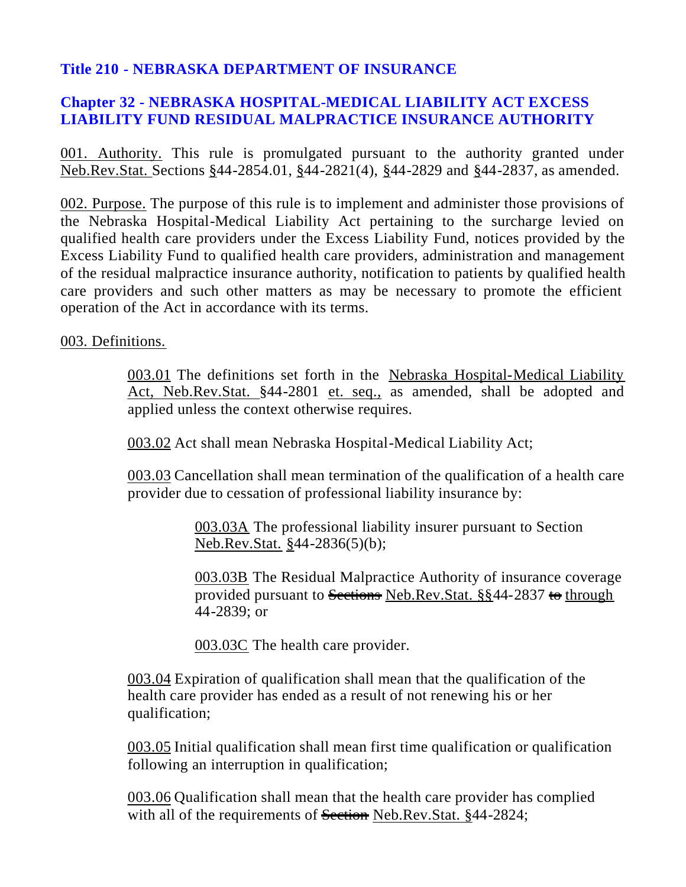# Title 210 - NEBRASKA DEPARTMENT OF INSURANCE

## Chapter 32 - NEBRASKA HOSPITAL-MEDICAL LIABILITY ACT EXCESS LIABILITY FUND RESIDUAL MALPRACTICE INSURANCE AUTHORITY

001. Authority. This rule is promulgated pursuant to the authority granted under Neb.Rev.Stat. Sections §44-2854.01, §44-2821(4), §44-2829 and §44-2837, as amended.

002. Purpose. The purpose of this rule is to implement and administer those provisions of the Nebraska Hospital-Medical Liability Act pertaining to the surcharge levied on qualified health care providers under the Excess Liability Fund, notices provided by the Excess Liability Fund to qualified health care providers, administration and management of the residual malpractice insurance authority, notification to patients by qualified health care providers and such other matters as may be necessary to promote the efficient operation of the Act in accordance with its terms.

003. Definitions.

003.01 The definitions set forth in the Nebraska Hospital-Medical Liability Act, Neb.Rev.Stat. §44-2801 et. seq., as amended, shall be adopted and applied unless the context otherwise requires.

003.02 Act shall mean Nebraska Hospital-Medical Liability Act;

003.03 Cancellation shall mean termination of the qualification of a health care provider due to cessation of professional liability insurance by:

003.03A The professional liability insurer pursuant to Section Neb.Rev.Stat. §44-2836(5)(b);

003.03B The Residual Malpractice Authority of insurance coverage provided pursuant to ~~Sections~~ Neb.Rev.Stat. §§44-2837 ~~to~~ through 44-2839; or

003.03C The health care provider.

003.04 Expiration of qualification shall mean that the qualification of the health care provider has ended as a result of not renewing his or her qualification;

003.05 Initial qualification shall mean first time qualification or qualification following an interruption in qualification;

003.06 Qualification shall mean that the health care provider has complied with all of the requirements of ~~Section~~ Neb.Rev.Stat. §44-2824;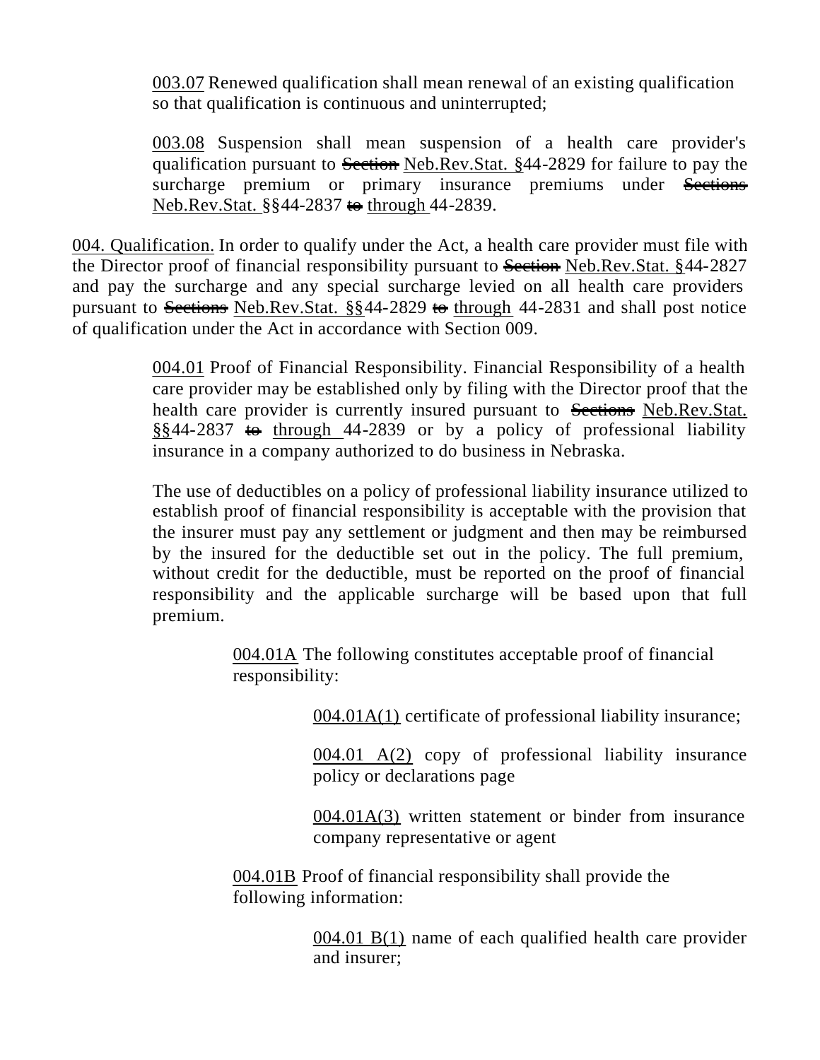003.07 Renewed qualification shall mean renewal of an existing qualification so that qualification is continuous and uninterrupted;

003.08 Suspension shall mean suspension of a health care provider's qualification pursuant to ~~Section~~ Neb.Rev.Stat. §44-2829 for failure to pay the surcharge premium or primary insurance premiums under ~~Sections~~ Neb.Rev.Stat. §§44-2837 ~~to~~ through 44-2839.

004. Qualification. In order to qualify under the Act, a health care provider must file with the Director proof of financial responsibility pursuant to ~~Section~~ Neb.Rev.Stat. §44-2827 and pay the surcharge and any special surcharge levied on all health care providers pursuant to ~~Sections~~ Neb.Rev.Stat. §§44-2829 ~~to~~ through 44-2831 and shall post notice of qualification under the Act in accordance with Section 009.

004.01 Proof of Financial Responsibility. Financial Responsibility of a health care provider may be established only by filing with the Director proof that the health care provider is currently insured pursuant to ~~Sections~~ Neb.Rev.Stat. §§44-2837 ~~to~~ through 44-2839 or by a policy of professional liability insurance in a company authorized to do business in Nebraska.

The use of deductibles on a policy of professional liability insurance utilized to establish proof of financial responsibility is acceptable with the provision that the insurer must pay any settlement or judgment and then may be reimbursed by the insured for the deductible set out in the policy. The full premium, without credit for the deductible, must be reported on the proof of financial responsibility and the applicable surcharge will be based upon that full premium.

004.01A The following constitutes acceptable proof of financial responsibility:

004.01A(1) certificate of professional liability insurance;

004.01 A(2) copy of professional liability insurance policy or declarations page

004.01A(3) written statement or binder from insurance company representative or agent

004.01B Proof of financial responsibility shall provide the following information:

004.01 B(1) name of each qualified health care provider and insurer;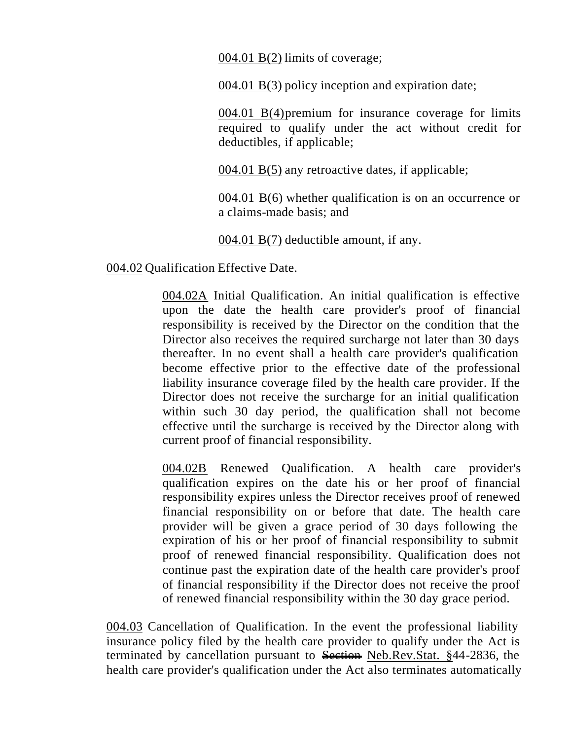004.01 B(2) limits of coverage;

004.01 B(3) policy inception and expiration date;

004.01 B(4) premium for insurance coverage for limits required to qualify under the act without credit for deductibles, if applicable;

004.01 B(5) any retroactive dates, if applicable;

004.01 B(6) whether qualification is on an occurrence or a claims-made basis; and

004.01 B(7) deductible amount, if any.

004.02 Qualification Effective Date.

004.02A Initial Qualification. An initial qualification is effective upon the date the health care provider's proof of financial responsibility is received by the Director on the condition that the Director also receives the required surcharge not later than 30 days thereafter. In no event shall a health care provider's qualification become effective prior to the effective date of the professional liability insurance coverage filed by the health care provider. If the Director does not receive the surcharge for an initial qualification within such 30 day period, the qualification shall not become effective until the surcharge is received by the Director along with current proof of financial responsibility.

004.02B Renewed Qualification. A health care provider's qualification expires on the date his or her proof of financial responsibility expires unless the Director receives proof of renewed financial responsibility on or before that date. The health care provider will be given a grace period of 30 days following the expiration of his or her proof of financial responsibility to submit proof of renewed financial responsibility. Qualification does not continue past the expiration date of the health care provider's proof of financial responsibility if the Director does not receive the proof of renewed financial responsibility within the 30 day grace period.

004.03 Cancellation of Qualification. In the event the professional liability insurance policy filed by the health care provider to qualify under the Act is terminated by cancellation pursuant to ~~Section~~ Neb.Rev.Stat. §44-2836, the health care provider's qualification under the Act also terminates automatically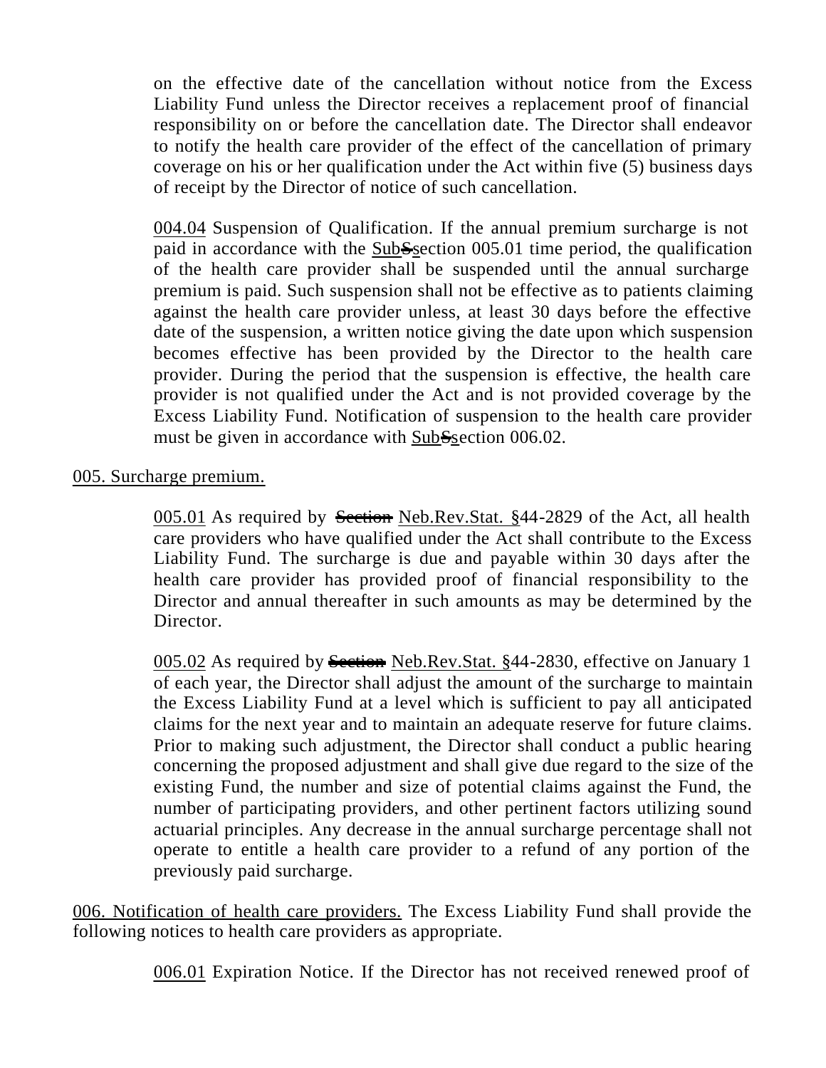on the effective date of the cancellation without notice from the Excess Liability Fund unless the Director receives a replacement proof of financial responsibility on or before the cancellation date. The Director shall endeavor to notify the health care provider of the effect of the cancellation of primary coverage on his or her qualification under the Act within five (5) business days of receipt by the Director of notice of such cancellation.

<u>004.04</u> Suspension of Qualification. If the annual premium surcharge is not paid in accordance with the <u>Sub</u>~~S~~<u>s</u>ection 005.01 time period, the qualification of the health care provider shall be suspended until the annual surcharge premium is paid. Such suspension shall not be effective as to patients claiming against the health care provider unless, at least 30 days before the effective date of the suspension, a written notice giving the date upon which suspension becomes effective has been provided by the Director to the health care provider. During the period that the suspension is effective, the health care provider is not qualified under the Act and is not provided coverage by the Excess Liability Fund. Notification of suspension to the health care provider must be given in accordance with <u>Sub</u>~~S~~<u>s</u>ection 006.02.

<u>005. Surcharge premium.</u>

<u>005.01</u> As required by ~~Section~~ <u>Neb.Rev.Stat. §</u>44-2829 of the Act, all health care providers who have qualified under the Act shall contribute to the Excess Liability Fund. The surcharge is due and payable within 30 days after the health care provider has provided proof of financial responsibility to the Director and annual thereafter in such amounts as may be determined by the Director.

<u>005.02</u> As required by ~~Section~~ <u>Neb.Rev.Stat. §</u>44-2830, effective on January 1 of each year, the Director shall adjust the amount of the surcharge to maintain the Excess Liability Fund at a level which is sufficient to pay all anticipated claims for the next year and to maintain an adequate reserve for future claims. Prior to making such adjustment, the Director shall conduct a public hearing concerning the proposed adjustment and shall give due regard to the size of the existing Fund, the number and size of potential claims against the Fund, the number of participating providers, and other pertinent factors utilizing sound actuarial principles. Any decrease in the annual surcharge percentage shall not operate to entitle a health care provider to a refund of any portion of the previously paid surcharge.

<u>006. Notification of health care providers.</u> The Excess Liability Fund shall provide the following notices to health care providers as appropriate.

<u>006.01</u> Expiration Notice. If the Director has not received renewed proof of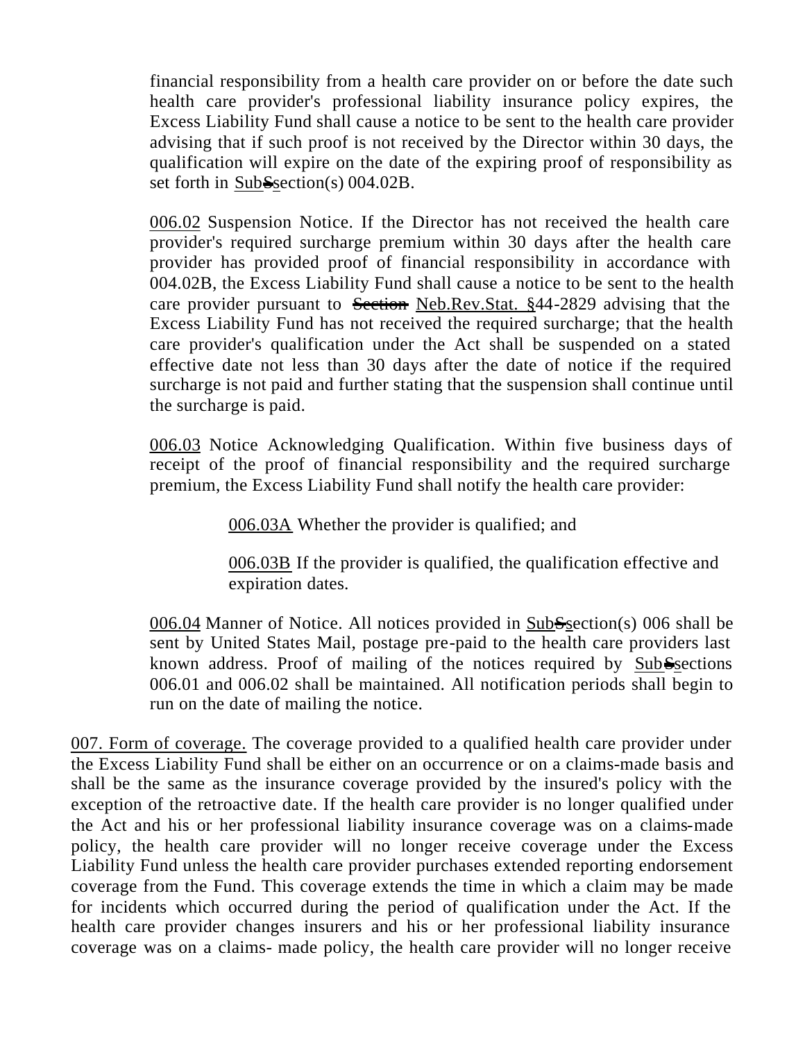financial responsibility from a health care provider on or before the date such health care provider's professional liability insurance policy expires, the Excess Liability Fund shall cause a notice to be sent to the health care provider advising that if such proof is not received by the Director within 30 days, the qualification will expire on the date of the expiring proof of responsibility as set forth in <u>Sub</u>~~S~~<u>s</u>ection(s) 004.02B.

<u>006.02</u> Suspension Notice. If the Director has not received the health care provider's required surcharge premium within 30 days after the health care provider has provided proof of financial responsibility in accordance with 004.02B, the Excess Liability Fund shall cause a notice to be sent to the health care provider pursuant to ~~Section~~ <u>Neb.Rev.Stat. §</u>44-2829 advising that the Excess Liability Fund has not received the required surcharge; that the health care provider's qualification under the Act shall be suspended on a stated effective date not less than 30 days after the date of notice if the required surcharge is not paid and further stating that the suspension shall continue until the surcharge is paid.

<u>006.03</u> Notice Acknowledging Qualification. Within five business days of receipt of the proof of financial responsibility and the required surcharge premium, the Excess Liability Fund shall notify the health care provider:

<u>006.03A</u> Whether the provider is qualified; and

<u>006.03B</u> If the provider is qualified, the qualification effective and expiration dates.

<u>006.04</u> Manner of Notice. All notices provided in <u>Sub</u>~~S~~<u>s</u>ection(s) 006 shall be sent by United States Mail, postage pre-paid to the health care providers last known address. Proof of mailing of the notices required by <u>Sub</u>~~S~~<u>s</u>ections 006.01 and 006.02 shall be maintained. All notification periods shall begin to run on the date of mailing the notice.

<u>007. Form of coverage.</u> The coverage provided to a qualified health care provider under the Excess Liability Fund shall be either on an occurrence or on a claims-made basis and shall be the same as the insurance coverage provided by the insured's policy with the exception of the retroactive date. If the health care provider is no longer qualified under the Act and his or her professional liability insurance coverage was on a claims-made policy, the health care provider will no longer receive coverage under the Excess Liability Fund unless the health care provider purchases extended reporting endorsement coverage from the Fund. This coverage extends the time in which a claim may be made for incidents which occurred during the period of qualification under the Act. If the health care provider changes insurers and his or her professional liability insurance coverage was on a claims- made policy, the health care provider will no longer receive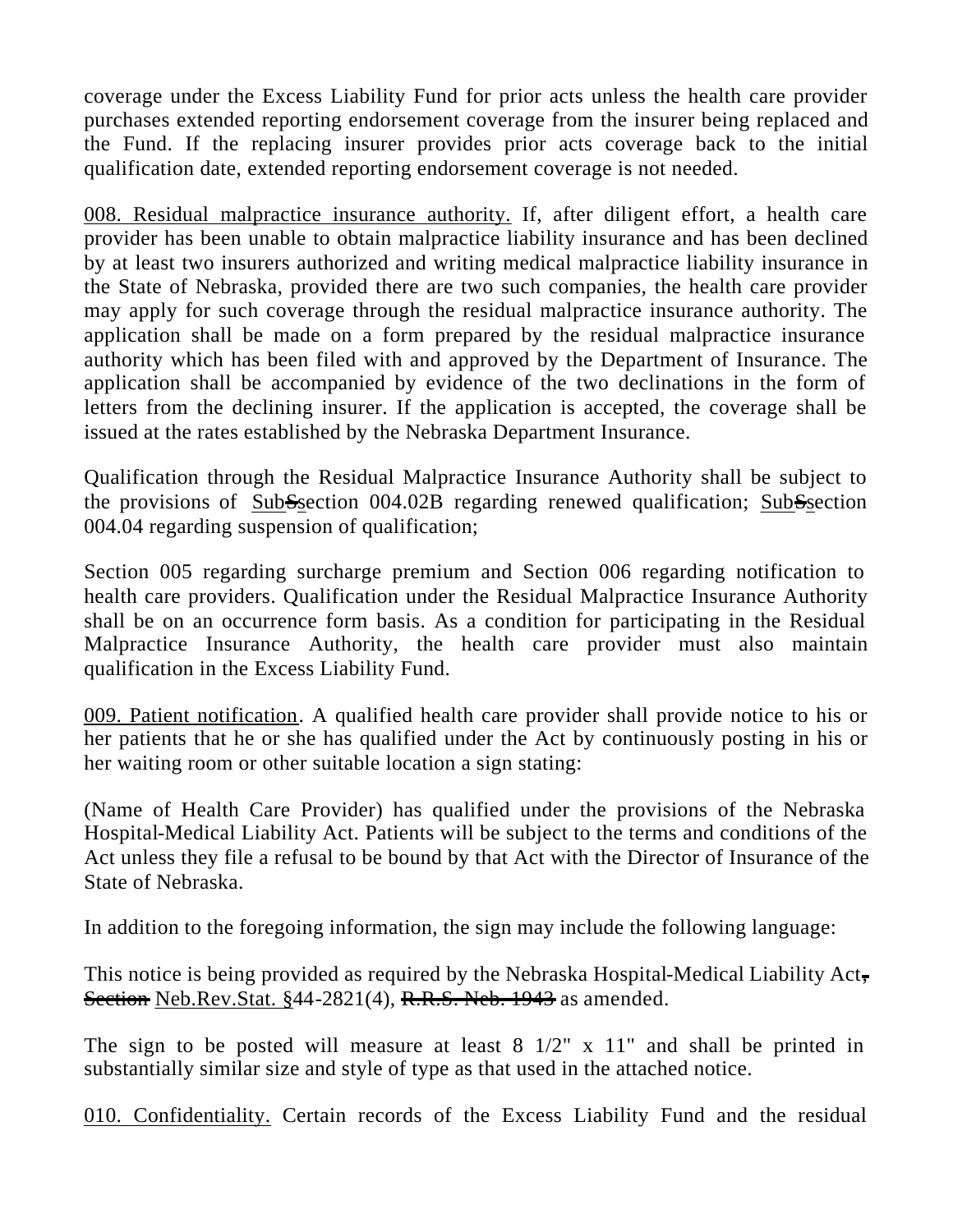coverage under the Excess Liability Fund for prior acts unless the health care provider purchases extended reporting endorsement coverage from the insurer being replaced and the Fund. If the replacing insurer provides prior acts coverage back to the initial qualification date, extended reporting endorsement coverage is not needed.

<u>008. Residual malpractice insurance authority.</u> If, after diligent effort, a health care provider has been unable to obtain malpractice liability insurance and has been declined by at least two insurers authorized and writing medical malpractice liability insurance in the State of Nebraska, provided there are two such companies, the health care provider may apply for such coverage through the residual malpractice insurance authority. The application shall be made on a form prepared by the residual malpractice insurance authority which has been filed with and approved by the Department of Insurance. The application shall be accompanied by evidence of the two declinations in the form of letters from the declining insurer. If the application is accepted, the coverage shall be issued at the rates established by the Nebraska Department Insurance.

Qualification through the Residual Malpractice Insurance Authority shall be subject to the provisions of <u>Sub</u>~~S~~<u>s</u>ection 004.02B regarding renewed qualification; <u>Sub</u>~~S~~<u>s</u>ection 004.04 regarding suspension of qualification;

Section 005 regarding surcharge premium and Section 006 regarding notification to health care providers. Qualification under the Residual Malpractice Insurance Authority shall be on an occurrence form basis. As a condition for participating in the Residual Malpractice Insurance Authority, the health care provider must also maintain qualification in the Excess Liability Fund.

<u>009. Patient notification</u>. A qualified health care provider shall provide notice to his or her patients that he or she has qualified under the Act by continuously posting in his or her waiting room or other suitable location a sign stating:

(Name of Health Care Provider) has qualified under the provisions of the Nebraska Hospital-Medical Liability Act. Patients will be subject to the terms and conditions of the Act unless they file a refusal to be bound by that Act with the Director of Insurance of the State of Nebraska.

In addition to the foregoing information, the sign may include the following language:

This notice is being provided as required by the Nebraska Hospital-Medical Liability Act~~,~~ ~~Section~~ <u>Neb.Rev.Stat. §</u>44-2821(4), ~~R.R.S. Neb. 1943~~ as amended.

The sign to be posted will measure at least 8 1/2" x 11" and shall be printed in substantially similar size and style of type as that used in the attached notice.

<u>010. Confidentiality.</u> Certain records of the Excess Liability Fund and the residual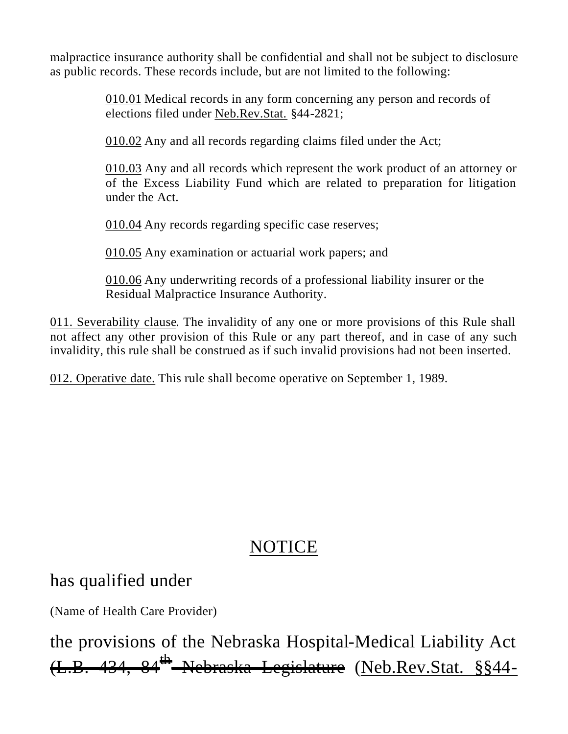malpractice insurance authority shall be confidential and shall not be subject to disclosure as public records. These records include, but are not limited to the following:

> <u>010.01</u> Medical records in any form concerning any person and records of elections filed under <u>Neb.Rev.Stat.</u> §44-2821;
>
> <u>010.02</u> Any and all records regarding claims filed under the Act;
>
> <u>010.03</u> Any and all records which represent the work product of an attorney or of the Excess Liability Fund which are related to preparation for litigation under the Act.
>
> <u>010.04</u> Any records regarding specific case reserves;
>
> <u>010.05</u> Any examination or actuarial work papers; and
>
> <u>010.06</u> Any underwriting records of a professional liability insurer or the Residual Malpractice Insurance Authority.

<u>011. Severability clause</u>. The invalidity of any one or more provisions of this Rule shall not affect any other provision of this Rule or any part thereof, and in case of any such invalidity, this rule shall be construed as if such invalid provisions had not been inserted.

<u>012. Operative date.</u> This rule shall become operative on September 1, 1989.

# <u>NOTICE</u>

has qualified under

(Name of Health Care Provider)

the provisions of the Nebraska Hospital-Medical Liability Act ~~(L.B. 434, 84th Nebraska Legislature~~ (<u>Neb.Rev.Stat. §§44-</u>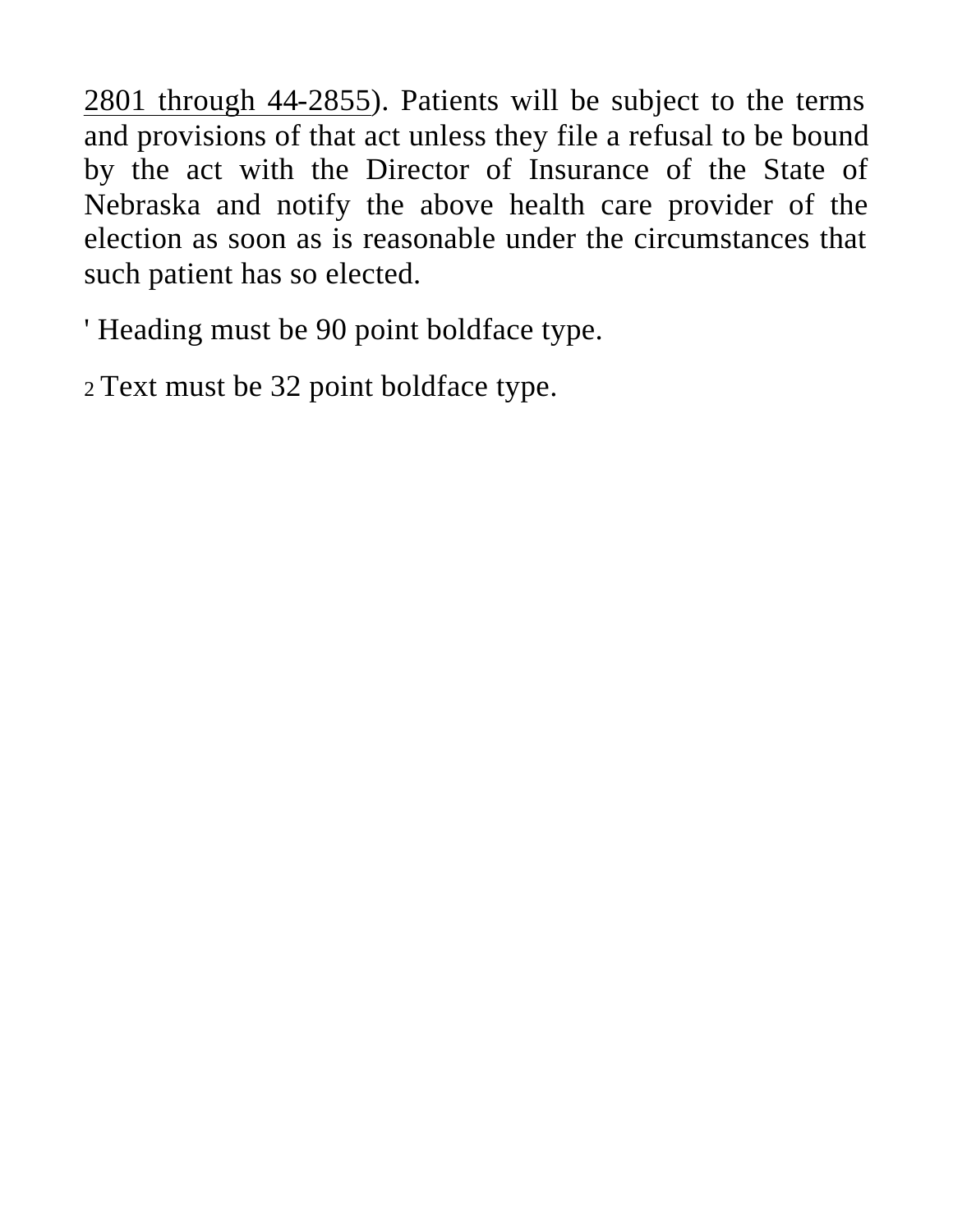2801 through 44-2855). Patients will be subject to the terms and provisions of that act unless they file a refusal to be bound by the act with the Director of Insurance of the State of Nebraska and notify the above health care provider of the election as soon as is reasonable under the circumstances that such patient has so elected.

[1] Heading must be 90 point boldface type.

[2] Text must be 32 point boldface type.